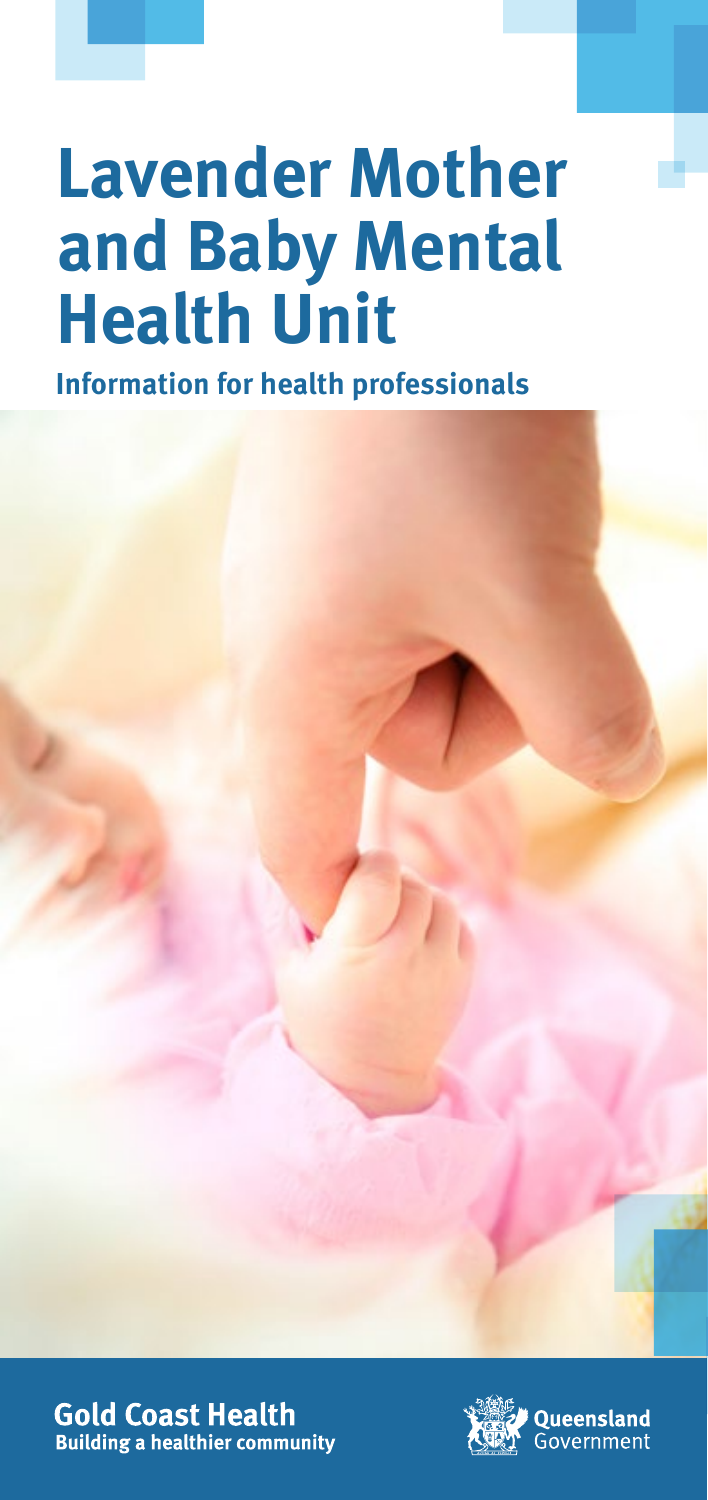# Lavender Mother and Baby Mental Health Unit

**Information for health professionals**

**Gold Coast Health**
**Building a healthier community**

Queensland Government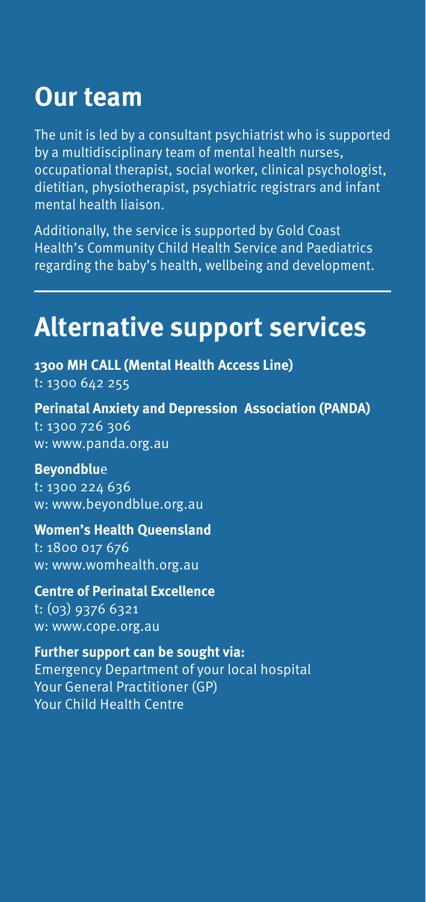## Our team

The unit is led by a consultant psychiatrist who is supported by a multidisciplinary team of mental health nurses, occupational therapist, social worker, clinical psychologist, dietitian, physiotherapist, psychiatric registrars and infant mental health liaison.

Additionally, the service is supported by Gold Coast Health's Community Child Health Service and Paediatrics regarding the baby's health, wellbeing and development.

## Alternative support services

**1300 MH CALL (Mental Health Access Line)**
t: 1300 642 255

**Perinatal Anxiety and Depression Association (PANDA)**
t: 1300 726 306
w: www.panda.org.au

**Beyondblu**e
t: 1300 224 636
w: www.beyondblue.org.au

**Women's Health Queensland**
t: 1800 017 676
w: www.womhealth.org.au

**Centre of Perinatal Excellence**
t: (03) 9376 6321
w: www.cope.org.au

**Further support can be sought via:**
Emergency Department of your local hospital
Your General Practitioner (GP)
Your Child Health Centre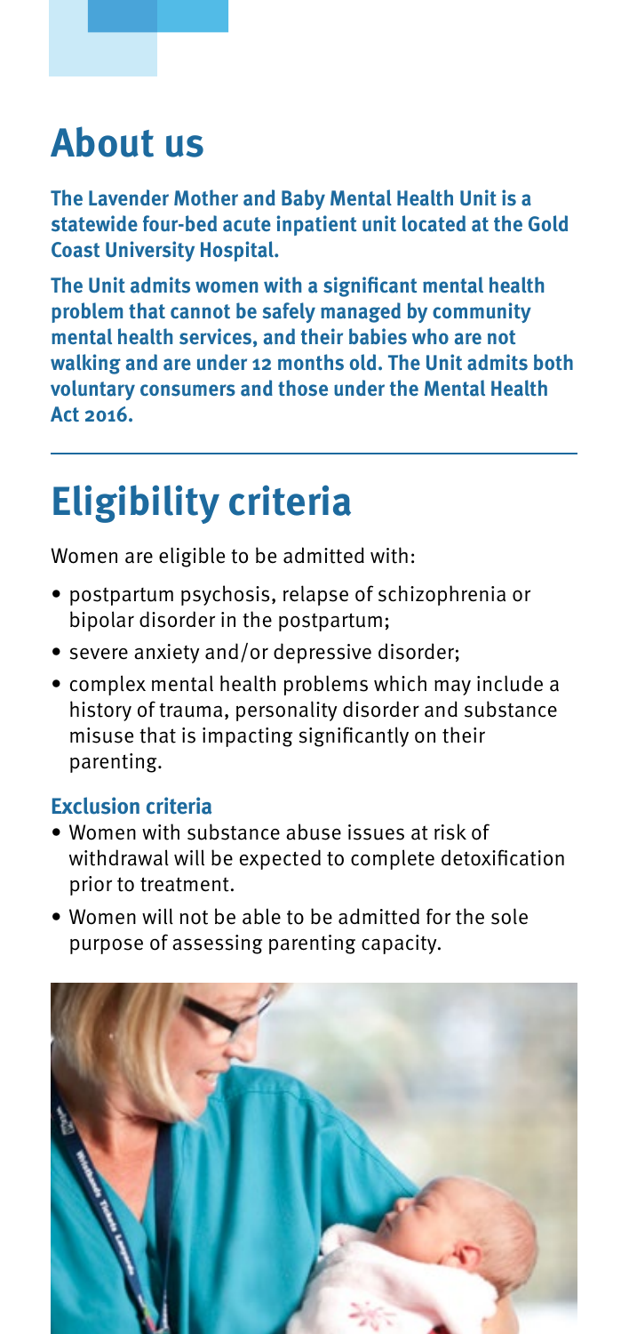# About us

**The Lavender Mother and Baby Mental Health Unit is a statewide four-bed acute inpatient unit located at the Gold Coast University Hospital.**

**The Unit admits women with a significant mental health problem that cannot be safely managed by community mental health services, and their babies who are not walking and are under 12 months old. The Unit admits both voluntary consumers and those under the Mental Health Act 2016.**

# Eligibility criteria

Women are eligible to be admitted with:

- postpartum psychosis, relapse of schizophrenia or bipolar disorder in the postpartum;
- severe anxiety and/or depressive disorder;
- complex mental health problems which may include a history of trauma, personality disorder and substance misuse that is impacting significantly on their parenting.

### Exclusion criteria

- Women with substance abuse issues at risk of withdrawal will be expected to complete detoxification prior to treatment.
- Women will not be able to be admitted for the sole purpose of assessing parenting capacity.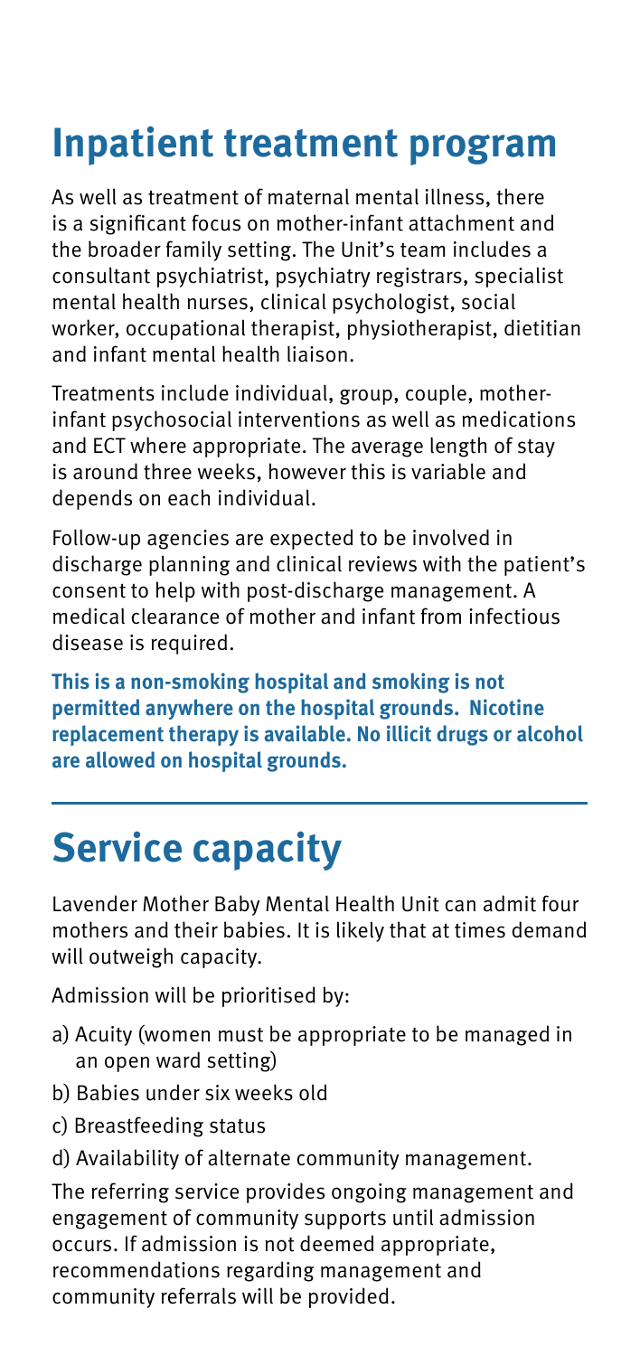# Inpatient treatment program

As well as treatment of maternal mental illness, there is a significant focus on mother-infant attachment and the broader family setting. The Unit's team includes a consultant psychiatrist, psychiatry registrars, specialist mental health nurses, clinical psychologist, social worker, occupational therapist, physiotherapist, dietitian and infant mental health liaison.

Treatments include individual, group, couple, mother-infant psychosocial interventions as well as medications and ECT where appropriate. The average length of stay is around three weeks, however this is variable and depends on each individual.

Follow-up agencies are expected to be involved in discharge planning and clinical reviews with the patient's consent to help with post-discharge management. A medical clearance of mother and infant from infectious disease is required.

**This is a non-smoking hospital and smoking is not permitted anywhere on the hospital grounds. Nicotine replacement therapy is available. No illicit drugs or alcohol are allowed on hospital grounds.**

# Service capacity

Lavender Mother Baby Mental Health Unit can admit four mothers and their babies. It is likely that at times demand will outweigh capacity.

Admission will be prioritised by:

a) Acuity (women must be appropriate to be managed in an open ward setting)

b) Babies under six weeks old

c) Breastfeeding status

d) Availability of alternate community management.

The referring service provides ongoing management and engagement of community supports until admission occurs. If admission is not deemed appropriate, recommendations regarding management and community referrals will be provided.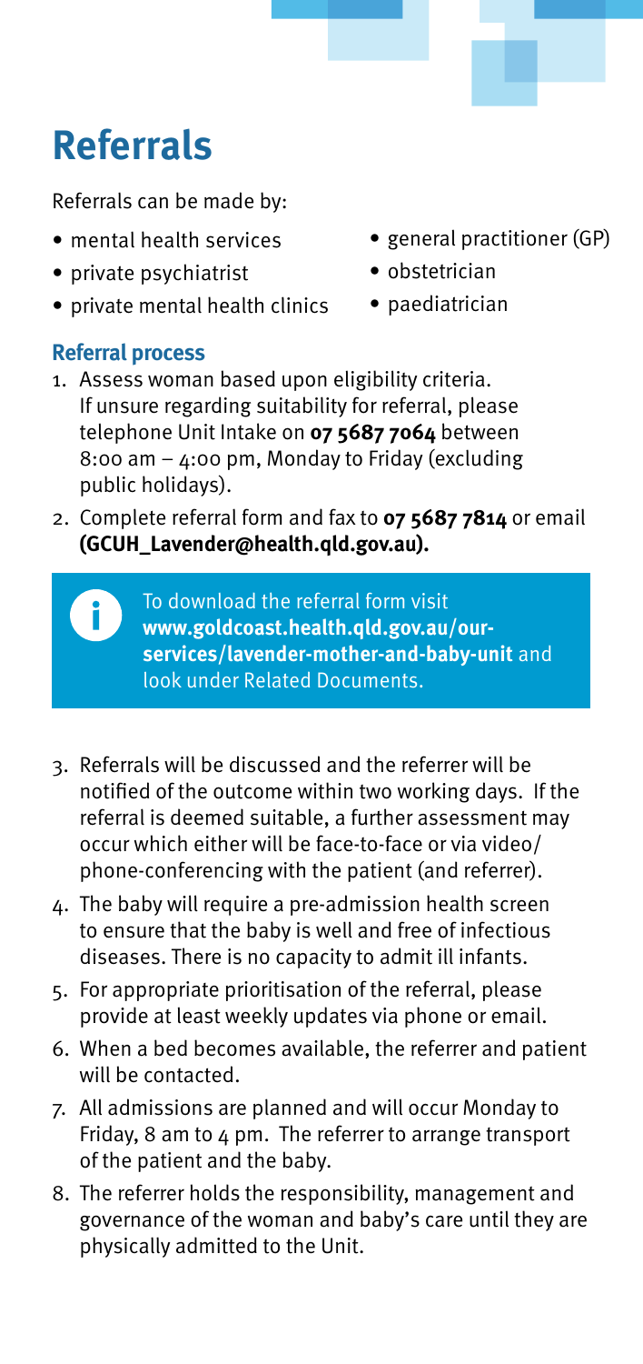# Referrals

Referrals can be made by:

- mental health services
- private psychiatrist
- private mental health clinics
- general practitioner (GP)
- obstetrician
- paediatrician

### Referral process

1. Assess woman based upon eligibility criteria. If unsure regarding suitability for referral, please telephone Unit Intake on **07 5687 7064** between 8:00 am – 4:00 pm, Monday to Friday (excluding public holidays).
2. Complete referral form and fax to **07 5687 7814** or email **(GCUH_Lavender@health.qld.gov.au).**

> To download the referral form visit **www.goldcoast.health.qld.gov.au/our-services/lavender-mother-and-baby-unit** and look under Related Documents.

3. Referrals will be discussed and the referrer will be notified of the outcome within two working days. If the referral is deemed suitable, a further assessment may occur which either will be face-to-face or via video/phone-conferencing with the patient (and referrer).
4. The baby will require a pre-admission health screen to ensure that the baby is well and free of infectious diseases. There is no capacity to admit ill infants.
5. For appropriate prioritisation of the referral, please provide at least weekly updates via phone or email.
6. When a bed becomes available, the referrer and patient will be contacted.
7. All admissions are planned and will occur Monday to Friday, 8 am to 4 pm. The referrer to arrange transport of the patient and the baby.
8. The referrer holds the responsibility, management and governance of the woman and baby's care until they are physically admitted to the Unit.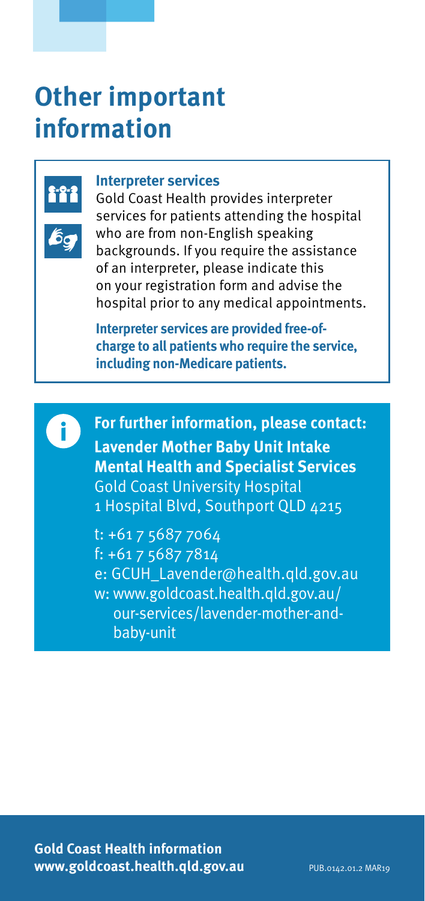# Other important information

### Interpreter services

Gold Coast Health provides interpreter services for patients attending the hospital who are from non-English speaking backgrounds. If you require the assistance of an interpreter, please indicate this on your registration form and advise the hospital prior to any medical appointments.

**Interpreter services are provided free-of-charge to all patients who require the service, including non-Medicare patients.**

**For further information, please contact:**

**Lavender Mother Baby Unit Intake Mental Health and Specialist Services**
Gold Coast University Hospital
1 Hospital Blvd, Southport QLD 4215

t: +61 7 5687 7064
f: +61 7 5687 7814
e: GCUH_Lavender@health.qld.gov.au
w: www.goldcoast.health.qld.gov.au/our-services/lavender-mother-and-baby-unit

**Gold Coast Health information**
**www.goldcoast.health.qld.gov.au**

PUB.0142.01.2 MAR19